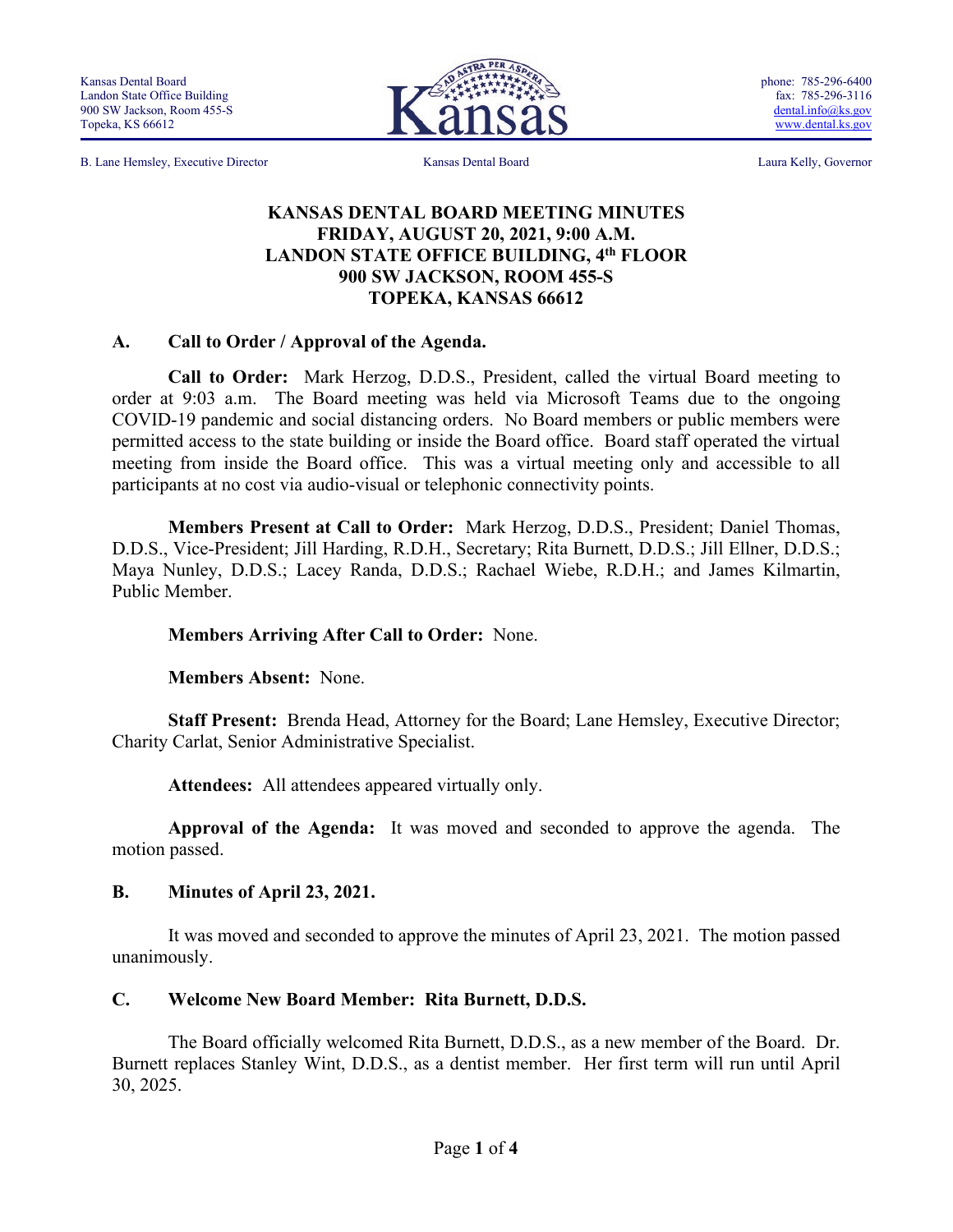Kansas Dental Board
Landon State Office Building
900 SW Jackson, Room 455-S
Topeka, KS 66612

phone: 785-296-6400
fax: 785-296-3116
dental.info@ks.gov
www.dental.ks.gov

B. Lane Hemsley, Executive Director | Kansas Dental Board | Laura Kelly, Governor

# KANSAS DENTAL BOARD MEETING MINUTES
# FRIDAY, AUGUST 20, 2021, 9:00 A.M.
# LANDON STATE OFFICE BUILDING, 4th FLOOR
# 900 SW JACKSON, ROOM 455-S
# TOPEKA, KANSAS 66612

## A. Call to Order / Approval of the Agenda.

**Call to Order:** Mark Herzog, D.D.S., President, called the virtual Board meeting to order at 9:03 a.m. The Board meeting was held via Microsoft Teams due to the ongoing COVID-19 pandemic and social distancing orders. No Board members or public members were permitted access to the state building or inside the Board office. Board staff operated the virtual meeting from inside the Board office. This was a virtual meeting only and accessible to all participants at no cost via audio-visual or telephonic connectivity points.

**Members Present at Call to Order:** Mark Herzog, D.D.S., President; Daniel Thomas, D.D.S., Vice-President; Jill Harding, R.D.H., Secretary; Rita Burnett, D.D.S.; Jill Ellner, D.D.S.; Maya Nunley, D.D.S.; Lacey Randa, D.D.S.; Rachael Wiebe, R.D.H.; and James Kilmartin, Public Member.

**Members Arriving After Call to Order:** None.

**Members Absent:** None.

**Staff Present:** Brenda Head, Attorney for the Board; Lane Hemsley, Executive Director; Charity Carlat, Senior Administrative Specialist.

**Attendees:** All attendees appeared virtually only.

**Approval of the Agenda:** It was moved and seconded to approve the agenda. The motion passed.

## B. Minutes of April 23, 2021.

It was moved and seconded to approve the minutes of April 23, 2021. The motion passed unanimously.

## C. Welcome New Board Member: Rita Burnett, D.D.S.

The Board officially welcomed Rita Burnett, D.D.S., as a new member of the Board. Dr. Burnett replaces Stanley Wint, D.D.S., as a dentist member. Her first term will run until April 30, 2025.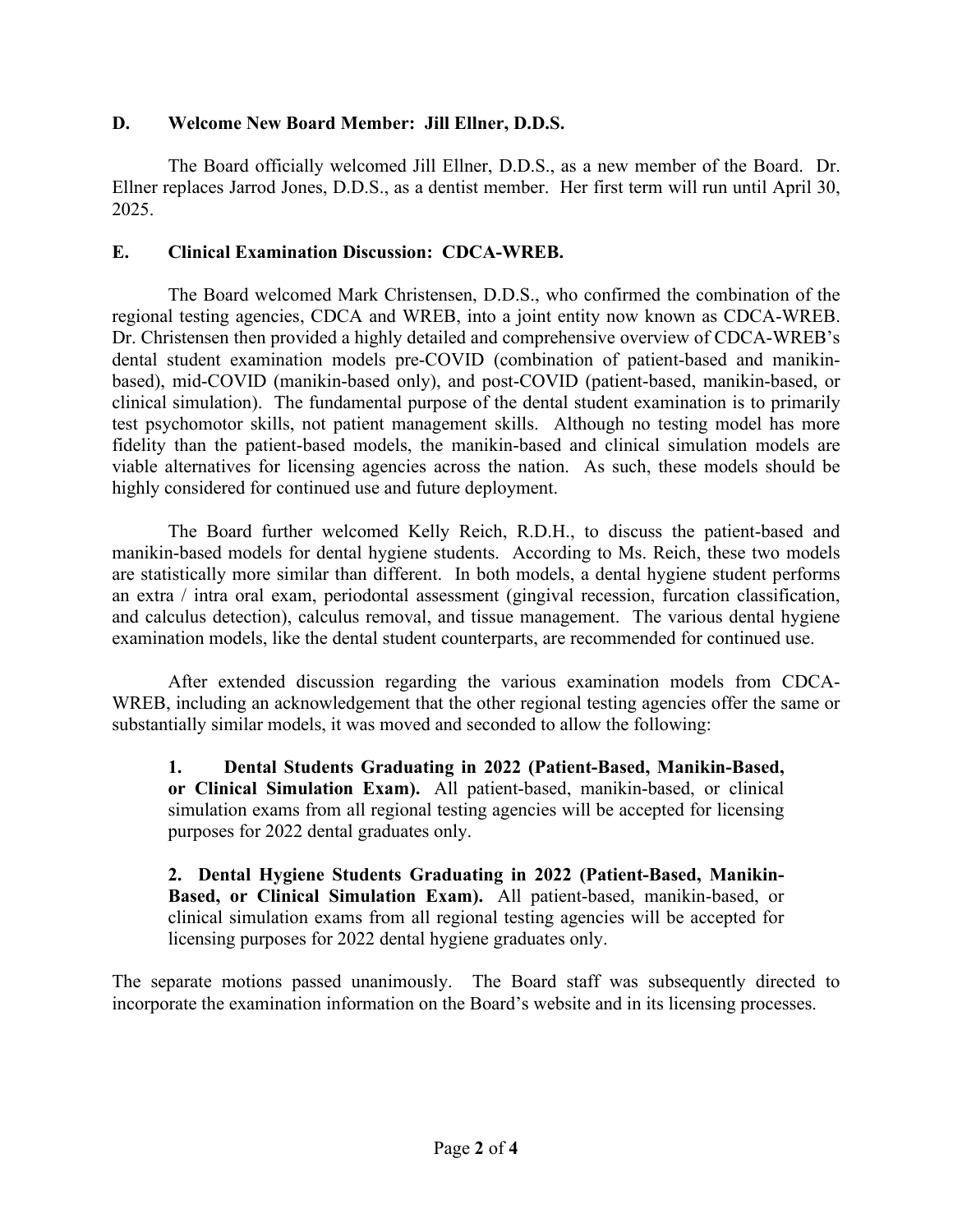**D. Welcome New Board Member: Jill Ellner, D.D.S.**

The Board officially welcomed Jill Ellner, D.D.S., as a new member of the Board. Dr. Ellner replaces Jarrod Jones, D.D.S., as a dentist member. Her first term will run until April 30, 2025.

**E. Clinical Examination Discussion: CDCA-WREB.**

The Board welcomed Mark Christensen, D.D.S., who confirmed the combination of the regional testing agencies, CDCA and WREB, into a joint entity now known as CDCA-WREB. Dr. Christensen then provided a highly detailed and comprehensive overview of CDCA-WREB's dental student examination models pre-COVID (combination of patient-based and manikin-based), mid-COVID (manikin-based only), and post-COVID (patient-based, manikin-based, or clinical simulation). The fundamental purpose of the dental student examination is to primarily test psychomotor skills, not patient management skills. Although no testing model has more fidelity than the patient-based models, the manikin-based and clinical simulation models are viable alternatives for licensing agencies across the nation. As such, these models should be highly considered for continued use and future deployment.

The Board further welcomed Kelly Reich, R.D.H., to discuss the patient-based and manikin-based models for dental hygiene students. According to Ms. Reich, these two models are statistically more similar than different. In both models, a dental hygiene student performs an extra / intra oral exam, periodontal assessment (gingival recession, furcation classification, and calculus detection), calculus removal, and tissue management. The various dental hygiene examination models, like the dental student counterparts, are recommended for continued use.

After extended discussion regarding the various examination models from CDCA-WREB, including an acknowledgement that the other regional testing agencies offer the same or substantially similar models, it was moved and seconded to allow the following:

> **1. Dental Students Graduating in 2022 (Patient-Based, Manikin-Based, or Clinical Simulation Exam).** All patient-based, manikin-based, or clinical simulation exams from all regional testing agencies will be accepted for licensing purposes for 2022 dental graduates only.
>
> **2. Dental Hygiene Students Graduating in 2022 (Patient-Based, Manikin-Based, or Clinical Simulation Exam).** All patient-based, manikin-based, or clinical simulation exams from all regional testing agencies will be accepted for licensing purposes for 2022 dental hygiene graduates only.

The separate motions passed unanimously. The Board staff was subsequently directed to incorporate the examination information on the Board's website and in its licensing processes.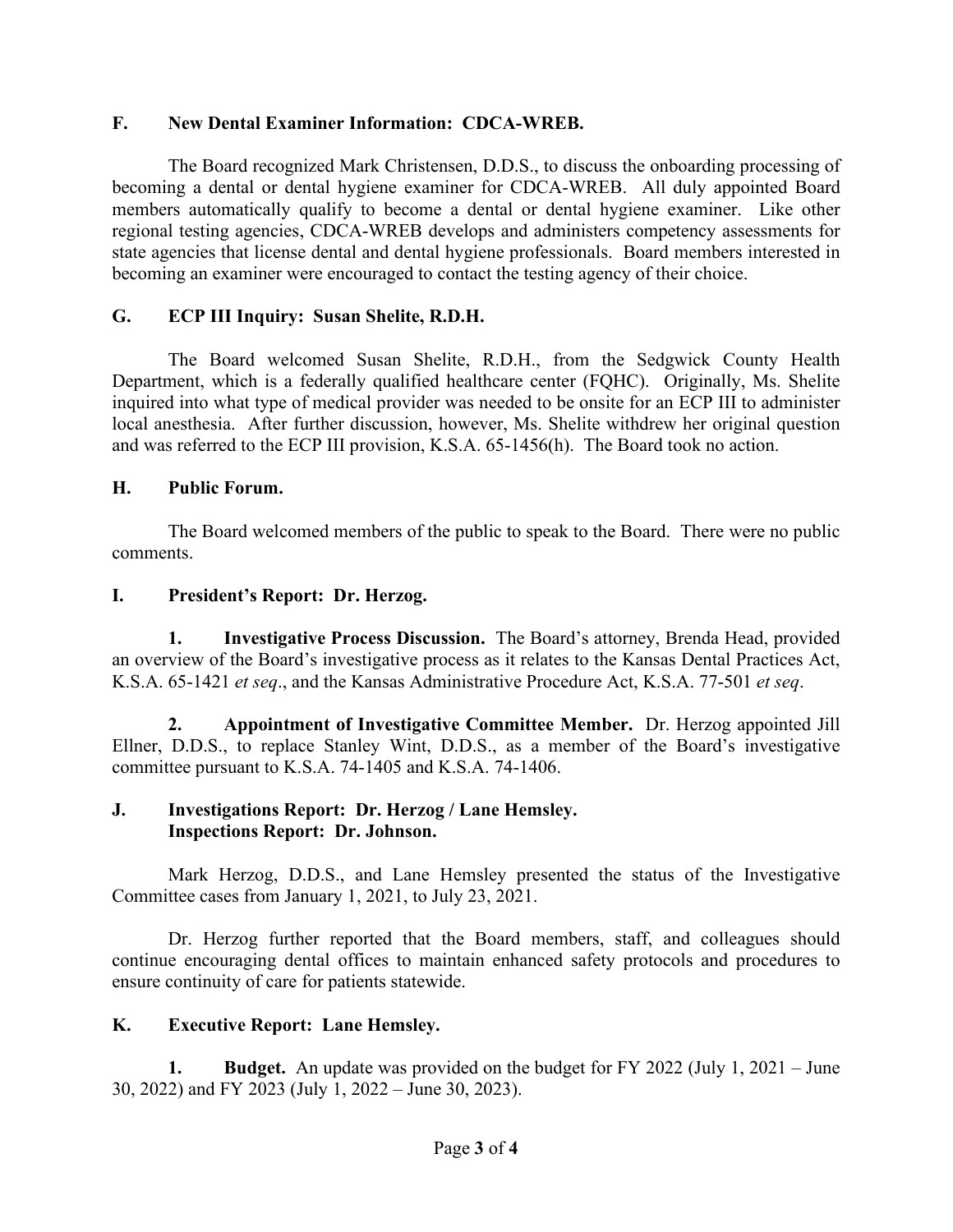## F. New Dental Examiner Information: CDCA-WREB.

The Board recognized Mark Christensen, D.D.S., to discuss the onboarding processing of becoming a dental or dental hygiene examiner for CDCA-WREB. All duly appointed Board members automatically qualify to become a dental or dental hygiene examiner. Like other regional testing agencies, CDCA-WREB develops and administers competency assessments for state agencies that license dental and dental hygiene professionals. Board members interested in becoming an examiner were encouraged to contact the testing agency of their choice.

## G. ECP III Inquiry: Susan Shelite, R.D.H.

The Board welcomed Susan Shelite, R.D.H., from the Sedgwick County Health Department, which is a federally qualified healthcare center (FQHC). Originally, Ms. Shelite inquired into what type of medical provider was needed to be onsite for an ECP III to administer local anesthesia. After further discussion, however, Ms. Shelite withdrew her original question and was referred to the ECP III provision, K.S.A. 65-1456(h). The Board took no action.

## H. Public Forum.

The Board welcomed members of the public to speak to the Board. There were no public comments.

## I. President's Report: Dr. Herzog.

**1. Investigative Process Discussion.** The Board's attorney, Brenda Head, provided an overview of the Board's investigative process as it relates to the Kansas Dental Practices Act, K.S.A. 65-1421 *et seq*., and the Kansas Administrative Procedure Act, K.S.A. 77-501 *et seq*.

**2. Appointment of Investigative Committee Member.** Dr. Herzog appointed Jill Ellner, D.D.S., to replace Stanley Wint, D.D.S., as a member of the Board's investigative committee pursuant to K.S.A. 74-1405 and K.S.A. 74-1406.

## J. Investigations Report: Dr. Herzog / Lane Hemsley.
## Inspections Report: Dr. Johnson.

Mark Herzog, D.D.S., and Lane Hemsley presented the status of the Investigative Committee cases from January 1, 2021, to July 23, 2021.

Dr. Herzog further reported that the Board members, staff, and colleagues should continue encouraging dental offices to maintain enhanced safety protocols and procedures to ensure continuity of care for patients statewide.

## K. Executive Report: Lane Hemsley.

**1. Budget.** An update was provided on the budget for FY 2022 (July 1, 2021 – June 30, 2022) and FY 2023 (July 1, 2022 – June 30, 2023).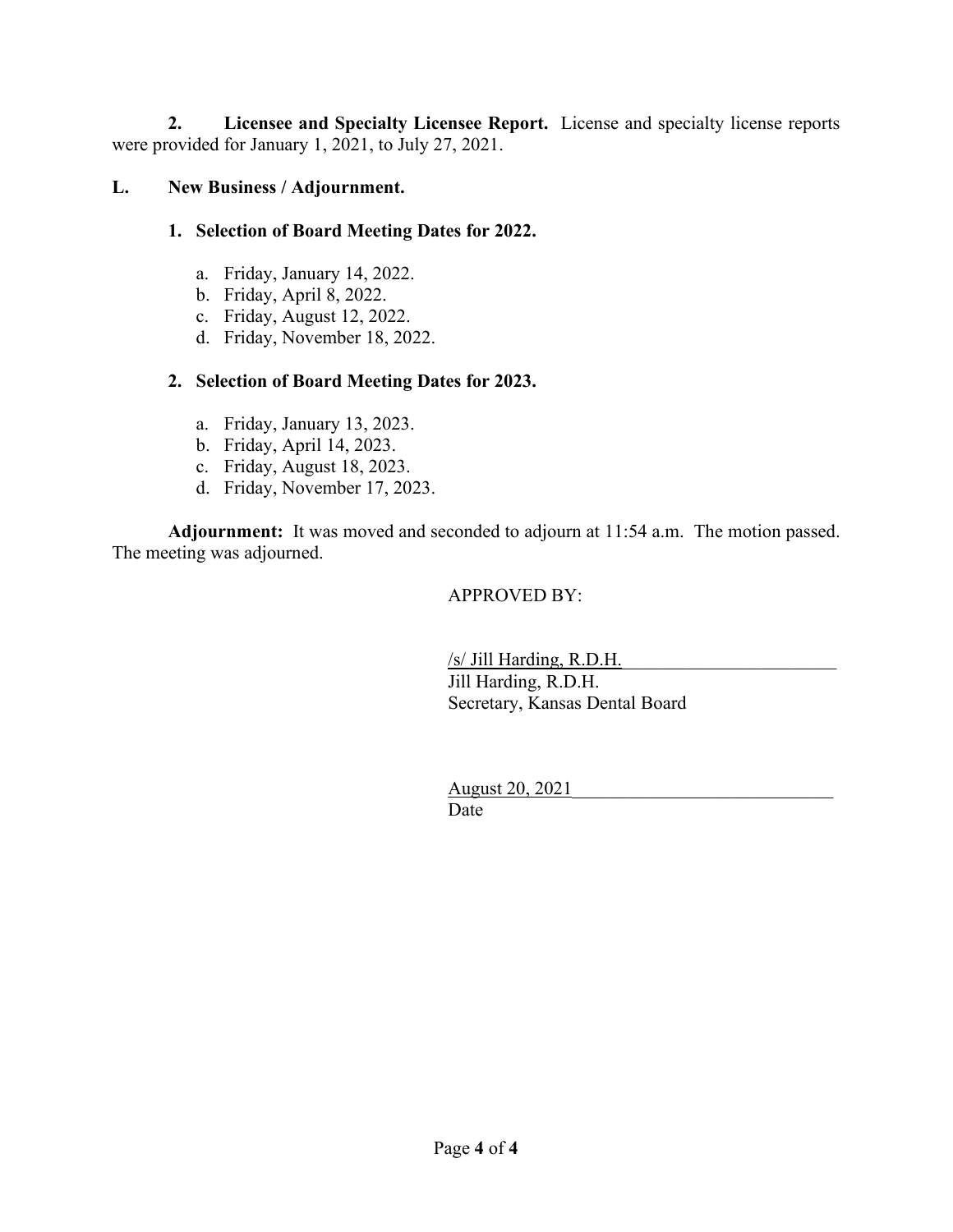**2. Licensee and Specialty Licensee Report.** License and specialty license reports were provided for January 1, 2021, to July 27, 2021.

## L. New Business / Adjournment.

### 1. Selection of Board Meeting Dates for 2022.

a. Friday, January 14, 2022.
b. Friday, April 8, 2022.
c. Friday, August 12, 2022.
d. Friday, November 18, 2022.

### 2. Selection of Board Meeting Dates for 2023.

a. Friday, January 13, 2023.
b. Friday, April 14, 2023.
c. Friday, August 18, 2023.
d. Friday, November 17, 2023.

**Adjournment:** It was moved and seconded to adjourn at 11:54 a.m. The motion passed. The meeting was adjourned.

APPROVED BY:

/s/ Jill Harding, R.D.H.
Jill Harding, R.D.H.
Secretary, Kansas Dental Board

August 20, 2021
Date